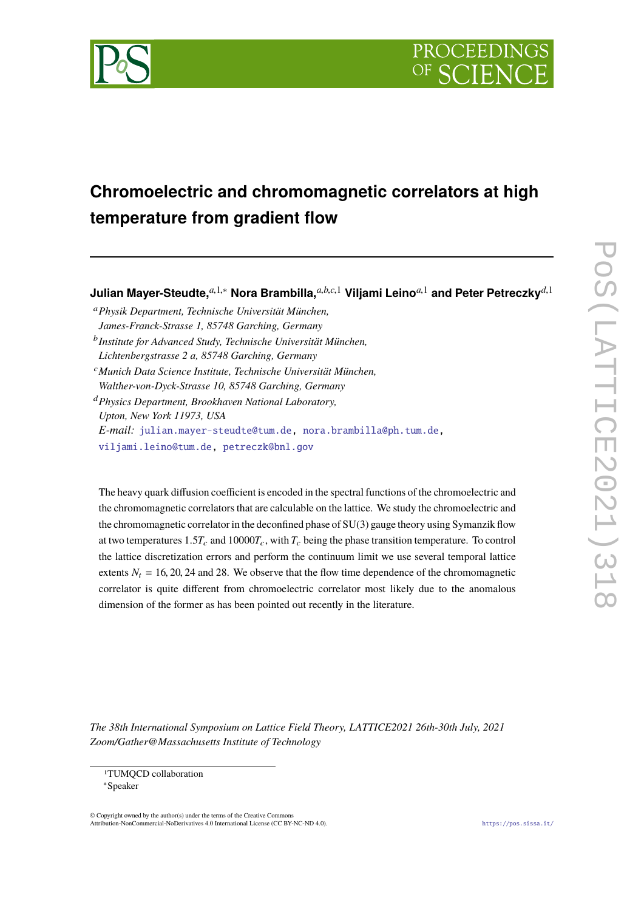# Chromoelectric and chromomagnetic correlators at high temperature from gradient flow

**Julian Mayer-Steudte,**[a,1,*] **Nora Brambilla,**[a,b,c,1] **Viljami Leino**[a,1] **and Peter Petreczky**[d,1]

[a] *Physik Department, Technische Universität München, James-Franck-Strasse 1, 85748 Garching, Germany*

[b] *Institute for Advanced Study, Technische Universität München, Lichtenbergstrasse 2 a, 85748 Garching, Germany*

[c] *Munich Data Science Institute, Technische Universität München, Walther-von-Dyck-Strasse 10, 85748 Garching, Germany*

[d] *Physics Department, Brookhaven National Laboratory, Upton, New York 11973, USA*

*E-mail:* julian.mayer-steudte@tum.de, nora.brambilla@ph.tum.de, viljami.leino@tum.de, petreczk@bnl.gov

The heavy quark diffusion coefficient is encoded in the spectral functions of the chromoelectric and the chromomagnetic correlators that are calculable on the lattice. We study the chromoelectric and the chromomagnetic correlator in the deconfined phase of SU(3) gauge theory using Symanzik flow at two temperatures $1.5T_c$ and $10000T_c$, with $T_c$ being the phase transition temperature. To control the lattice discretization errors and perform the continuum limit we use several temporal lattice extents $N_t = 16, 20, 24$ and 28. We observe that the flow time dependence of the chromomagnetic correlator is quite different from chromoelectric correlator most likely due to the anomalous dimension of the former as has been pointed out recently in the literature.

*The 38th International Symposium on Lattice Field Theory, LATTICE2021 26th-30th July, 2021 Zoom/Gather@Massachusetts Institute of Technology*

---

[1] TUMQCD collaboration

[*] Speaker

© Copyright owned by the author(s) under the terms of the Creative Commons Attribution-NonCommercial-NoDerivatives 4.0 International License (CC BY-NC-ND 4.0).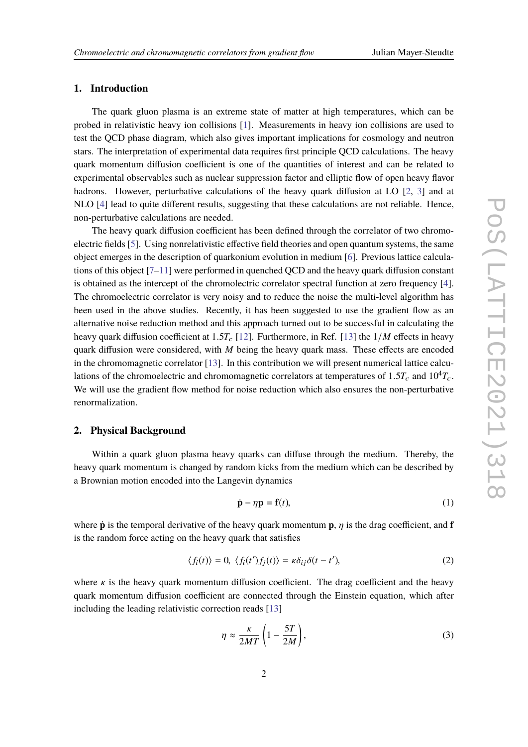## 1. Introduction

The quark gluon plasma is an extreme state of matter at high temperatures, which can be probed in relativistic heavy ion collisions [1]. Measurements in heavy ion collisions are used to test the QCD phase diagram, which also gives important implications for cosmology and neutron stars. The interpretation of experimental data requires first principle QCD calculations. The heavy quark momentum diffusion coefficient is one of the quantities of interest and can be related to experimental observables such as nuclear suppression factor and elliptic flow of open heavy flavor hadrons. However, perturbative calculations of the heavy quark diffusion at LO [2, 3] and at NLO [4] lead to quite different results, suggesting that these calculations are not reliable. Hence, non-perturbative calculations are needed.

The heavy quark diffusion coefficient has been defined through the correlator of two chromoelectric fields [5]. Using nonrelativistic effective field theories and open quantum systems, the same object emerges in the description of quarkonium evolution in medium [6]. Previous lattice calculations of this object [7–11] were performed in quenched QCD and the heavy quark diffusion constant is obtained as the intercept of the chromolectric correlator spectral function at zero frequency [4]. The chromoelectric correlator is very noisy and to reduce the noise the multi-level algorithm has been used in the above studies. Recently, it has been suggested to use the gradient flow as an alternative noise reduction method and this approach turned out to be successful in calculating the heavy quark diffusion coefficient at $1.5T_c$ [12]. Furthermore, in Ref. [13] the $1/M$ effects in heavy quark diffusion were considered, with $M$ being the heavy quark mass. These effects are encoded in the chromomagnetic correlator [13]. In this contribution we will present numerical lattice calculations of the chromoelectric and chromomagnetic correlators at temperatures of $1.5T_c$ and $10^4T_c$. We will use the gradient flow method for noise reduction which also ensures the non-perturbative renormalization.

## 2. Physical Background

Within a quark gluon plasma heavy quarks can diffuse through the medium. Thereby, the heavy quark momentum is changed by random kicks from the medium which can be described by a Brownian motion encoded into the Langevin dynamics

$$\dot{\mathbf{p}} - \eta \mathbf{p} = \mathbf{f}(t), \tag{1}$$

where $\dot{\mathbf{p}}$ is the temporal derivative of the heavy quark momentum $\mathbf{p}$, $\eta$ is the drag coefficient, and $\mathbf{f}$ is the random force acting on the heavy quark that satisfies

$$\langle f_i(t) \rangle = 0,\ \langle f_i(t') f_j(t) \rangle = \kappa \delta_{ij} \delta(t - t'), \tag{2}$$

where $\kappa$ is the heavy quark momentum diffusion coefficient. The drag coefficient and the heavy quark momentum diffusion coefficient are connected through the Einstein equation, which after including the leading relativistic correction reads [13]

$$\eta \approx \frac{\kappa}{2MT} \left( 1 - \frac{5T}{2M} \right), \tag{3}$$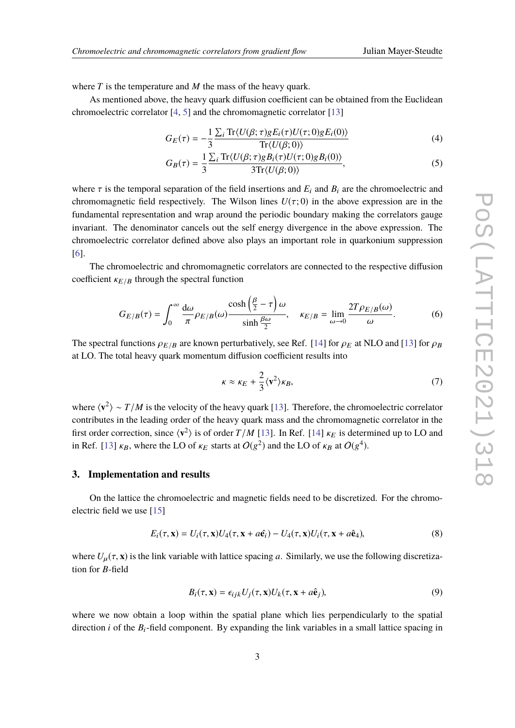where $T$ is the temperature and $M$ the mass of the heavy quark.

As mentioned above, the heavy quark diffusion coefficient can be obtained from the Euclidean chromoelectric correlator [4, 5] and the chromomagnetic correlator [13]

$$G_E(\tau) = -\frac{1}{3}\frac{\sum_i \mathrm{Tr}\langle U(\beta;\tau) gE_i(\tau) U(\tau;0) gE_i(0)\rangle}{\mathrm{Tr}\langle U(\beta;0)\rangle} \tag{4}$$

$$G_B(\tau) = \frac{1}{3}\frac{\sum_i \mathrm{Tr}\langle U(\beta;\tau) gB_i(\tau) U(\tau;0) gB_i(0)\rangle}{3\mathrm{Tr}\langle U(\beta;0)\rangle}, \tag{5}$$

where $\tau$ is the temporal separation of the field insertions and $E_i$ and $B_i$ are the chromoelectric and chromomagnetic field respectively. The Wilson lines $U(\tau;0)$ in the above expression are in the fundamental representation and wrap around the periodic boundary making the correlators gauge invariant. The denominator cancels out the self energy divergence in the above expression. The chromoelectric correlator defined above also plays an important role in quarkonium suppression [6].

The chromoelectric and chromomagnetic correlators are connected to the respective diffusion coefficient $\kappa_{E/B}$ through the spectral function

$$G_{E/B}(\tau) = \int_0^\infty \frac{\mathrm{d}\omega}{\pi}\rho_{E/B}(\omega)\frac{\cosh\left(\frac{\beta}{2}-\tau\right)\omega}{\sinh\frac{\beta\omega}{2}}, \quad \kappa_{E/B} = \lim_{\omega\to 0}\frac{2T\rho_{E/B}(\omega)}{\omega}. \tag{6}$$

The spectral functions $\rho_{E/B}$ are known perturbatively, see Ref. [14] for $\rho_E$ at NLO and [13] for $\rho_B$ at LO. The total heavy quark momentum diffusion coefficient results into

$$\kappa \approx \kappa_E + \frac{2}{3}\langle \mathbf{v}^2\rangle \kappa_B, \tag{7}$$

where $\langle \mathbf{v}^2\rangle \sim T/M$ is the velocity of the heavy quark [13]. Therefore, the chromoelectric correlator contributes in the leading order of the heavy quark mass and the chromomagnetic correlator in the first order correction, since $\langle \mathbf{v}^2\rangle$ is of order $T/M$ [13]. In Ref. [14] $\kappa_E$ is determined up to LO and in Ref. [13] $\kappa_B$, where the LO of $\kappa_E$ starts at $O(g^2)$ and the LO of $\kappa_B$ at $O(g^4)$.

## 3. Implementation and results

On the lattice the chromoelectric and magnetic fields need to be discretized. For the chromoelectric field we use [15]

$$E_i(\tau,\mathbf{x}) = U_i(\tau,\mathbf{x})U_4(\tau,\mathbf{x}+a\hat{\mathbf{e}}_i) - U_4(\tau,\mathbf{x})U_i(\tau,\mathbf{x}+a\hat{\mathbf{e}}_4), \tag{8}$$

where $U_\mu(\tau,\mathbf{x})$ is the link variable with lattice spacing $a$. Similarly, we use the following discretization for $B$-field

$$B_i(\tau,\mathbf{x}) = \epsilon_{ijk}U_j(\tau,\mathbf{x})U_k(\tau,\mathbf{x}+a\hat{\mathbf{e}}_j), \tag{9}$$

where we now obtain a loop within the spatial plane which lies perpendicularly to the spatial direction $i$ of the $B_i$-field component. By expanding the link variables in a small lattice spacing in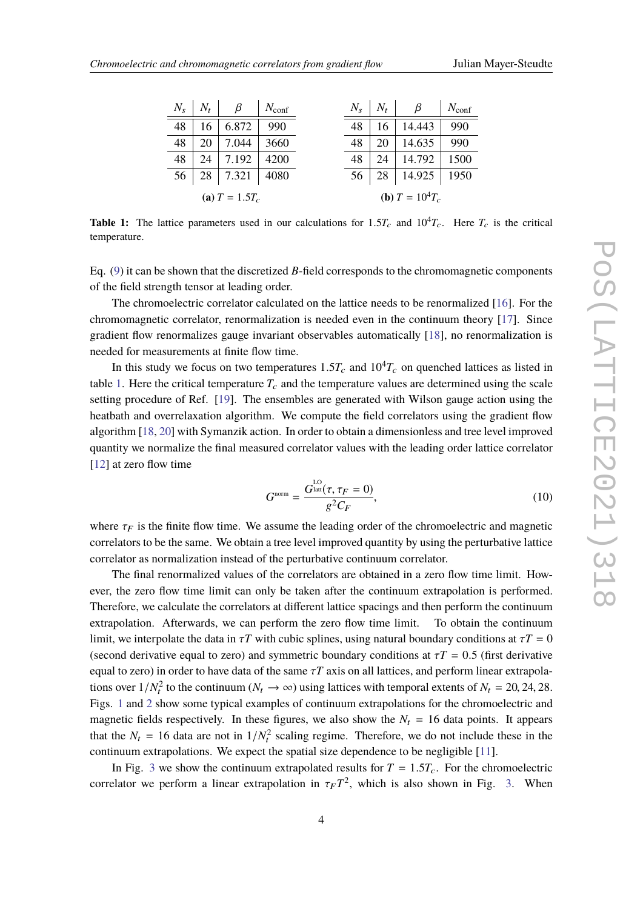| $N_s$ | $N_t$ | $\beta$ | $N_{\text{conf}}$ |
|---|---|---|---|
| 48 | 16 | 6.872 | 990 |
| 48 | 20 | 7.044 | 3660 |
| 48 | 24 | 7.192 | 4200 |
| 56 | 28 | 7.321 | 4080 |

**(a)** $T = 1.5T_c$

| $N_s$ | $N_t$ | $\beta$ | $N_{\text{conf}}$ |
|---|---|---|---|
| 48 | 16 | 14.443 | 990 |
| 48 | 20 | 14.635 | 990 |
| 48 | 24 | 14.792 | 1500 |
| 56 | 28 | 14.925 | 1950 |

**(b)** $T = 10^4 T_c$

**Table 1:** The lattice parameters used in our calculations for $1.5T_c$ and $10^4T_c$. Here $T_c$ is the critical temperature.

Eq. (9) it can be shown that the discretized $B$-field corresponds to the chromomagnetic components of the field strength tensor at leading order.

The chromoelectric correlator calculated on the lattice needs to be renormalized [16]. For the chromomagnetic correlator, renormalization is needed even in the continuum theory [17]. Since gradient flow renormalizes gauge invariant observables automatically [18], no renormalization is needed for measurements at finite flow time.

In this study we focus on two temperatures $1.5T_c$ and $10^4T_c$ on quenched lattices as listed in table 1. Here the critical temperature $T_c$ and the temperature values are determined using the scale setting procedure of Ref. [19]. The ensembles are generated with Wilson gauge action using the heatbath and overrelaxation algorithm. We compute the field correlators using the gradient flow algorithm [18, 20] with Symanzik action. In order to obtain a dimensionless and tree level improved quantity we normalize the final measured correlator values with the leading order lattice correlator [12] at zero flow time

$$G^{\text{norm}} = \frac{G^{\text{LO}}_{\text{latt}}(\tau, \tau_F = 0)}{g^2 C_F}, \tag{10}$$

where $\tau_F$ is the finite flow time. We assume the leading order of the chromoelectric and magnetic correlators to be the same. We obtain a tree level improved quantity by using the perturbative lattice correlator as normalization instead of the perturbative continuum correlator.

The final renormalized values of the correlators are obtained in a zero flow time limit. However, the zero flow time limit can only be taken after the continuum extrapolation is performed. Therefore, we calculate the correlators at different lattice spacings and then perform the continuum extrapolation. Afterwards, we can perform the zero flow time limit. To obtain the continuum limit, we interpolate the data in $\tau T$ with cubic splines, using natural boundary conditions at $\tau T = 0$ (second derivative equal to zero) and symmetric boundary conditions at $\tau T = 0.5$ (first derivative equal to zero) in order to have data of the same $\tau T$ axis on all lattices, and perform linear extrapolations over $1/N_t^2$ to the continuum ($N_t \to \infty$) using lattices with temporal extents of $N_t = 20, 24, 28$. Figs. 1 and 2 show some typical examples of continuum extrapolations for the chromoelectric and magnetic fields respectively. In these figures, we also show the $N_t = 16$ data points. It appears that the $N_t = 16$ data are not in $1/N_t^2$ scaling regime. Therefore, we do not include these in the continuum extrapolations. We expect the spatial size dependence to be negligible [11].

In Fig. 3 we show the continuum extrapolated results for $T = 1.5T_c$. For the chromoelectric correlator we perform a linear extrapolation in $\tau_F T^2$, which is also shown in Fig. 3. When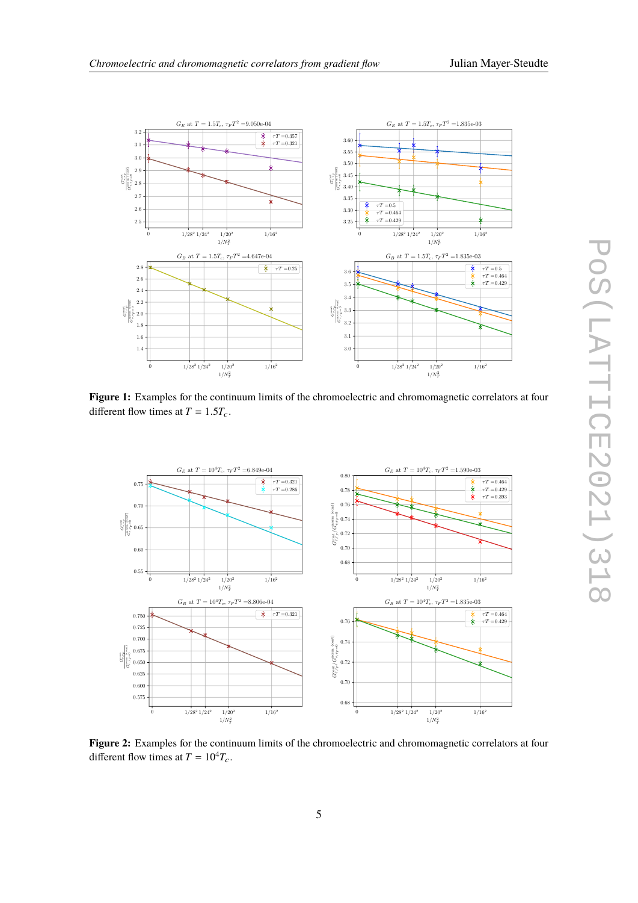**Figure 1:** Examples for the continuum limits of the chromoelectric and chromomagnetic correlators at four different flow times at $T = 1.5T_c$.

**Figure 2:** Examples for the continuum limits of the chromoelectric and chromomagnetic correlators at four different flow times at $T = 10^4 T_c$.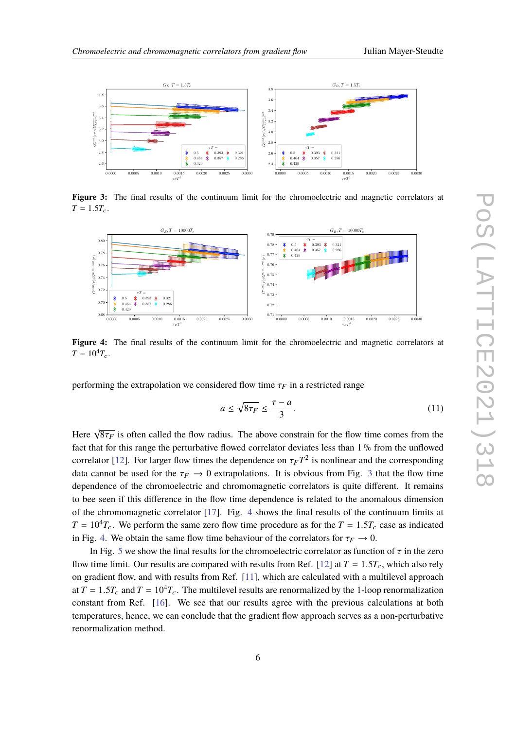**Figure 3:** The final results of the continuum limit for the chromoelectric and magnetic correlators at $T = 1.5T_c$.

**Figure 4:** The final results of the continuum limit for the chromoelectric and magnetic correlators at $T = 10^4 T_c$.

performing the extrapolation we considered flow time $\tau_F$ in a restricted range

$$a \leq \sqrt{8\tau_F} \leq \frac{\tau - a}{3}. \tag{11}$$

Here $\sqrt{8\tau_F}$ is often called the flow radius. The above constrain for the flow time comes from the fact that for this range the perturbative flowed correlator deviates less than 1 % from the unflowed correlator [12]. For larger flow times the dependence on $\tau_F T^2$ is nonlinear and the corresponding data cannot be used for the $\tau_F \to 0$ extrapolations. It is obvious from Fig. 3 that the flow time dependence of the chromoelectric and chromomagnetic correlators is quite different. It remains to bee seen if this difference in the flow time dependence is related to the anomalous dimension of the chromomagnetic correlator [17]. Fig. 4 shows the final results of the continuum limits at $T = 10^4 T_c$. We perform the same zero flow time procedure as for the $T = 1.5T_c$ case as indicated in Fig. 4. We obtain the same flow time behaviour of the correlators for $\tau_F \to 0$.

In Fig. 5 we show the final results for the chromoelectric correlator as function of $\tau$ in the zero flow time limit. Our results are compared with results from Ref. [12] at $T = 1.5T_c$, which also rely on gradient flow, and with results from Ref. [11], which are calculated with a multilevel approach at $T = 1.5T_c$ and $T = 10^4 T_c$. The multilevel results are renormalized by the 1-loop renormalization constant from Ref. [16]. We see that our results agree with the previous calculations at both temperatures, hence, we can conclude that the gradient flow approach serves as a non-perturbative renormalization method.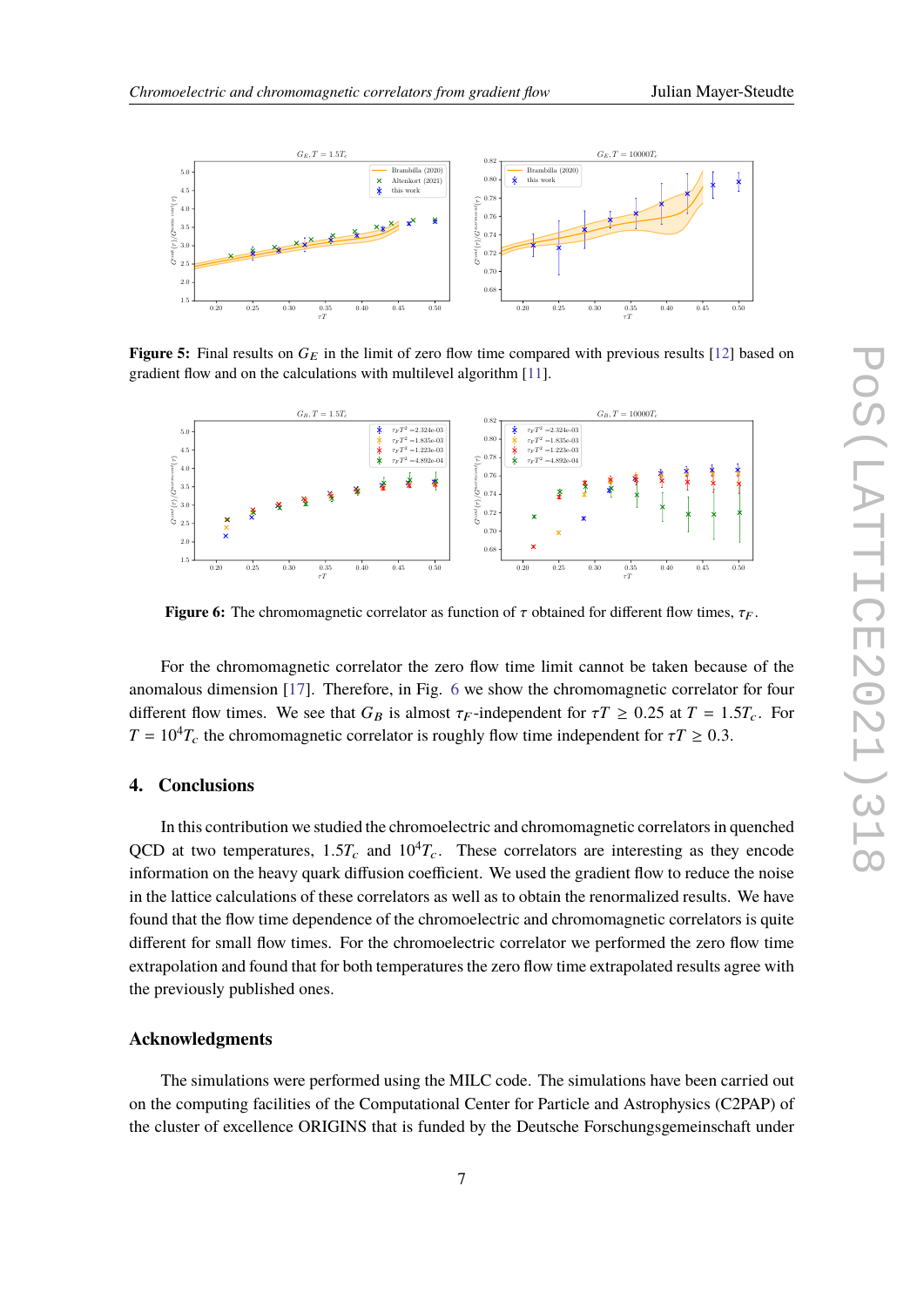**Figure 5:** Final results on $G_E$ in the limit of zero flow time compared with previous results [12] based on gradient flow and on the calculations with multilevel algorithm [11].

**Figure 6:** The chromomagnetic correlator as function of $\tau$ obtained for different flow times, $\tau_F$.

For the chromomagnetic correlator the zero flow time limit cannot be taken because of the anomalous dimension [17]. Therefore, in Fig. 6 we show the chromomagnetic correlator for four different flow times. We see that $G_B$ is almost $\tau_F$-independent for $\tau T \geq 0.25$ at $T = 1.5T_c$. For $T = 10^4 T_c$ the chromomagnetic correlator is roughly flow time independent for $\tau T \geq 0.3$.

## 4. Conclusions

In this contribution we studied the chromoelectric and chromomagnetic correlators in quenched QCD at two temperatures, $1.5T_c$ and $10^4 T_c$. These correlators are interesting as they encode information on the heavy quark diffusion coefficient. We used the gradient flow to reduce the noise in the lattice calculations of these correlators as well as to obtain the renormalized results. We have found that the flow time dependence of the chromoelectric and chromomagnetic correlators is quite different for small flow times. For the chromoelectric correlator we performed the zero flow time extrapolation and found that for both temperatures the zero flow time extrapolated results agree with the previously published ones.

### Acknowledgments

The simulations were performed using the MILC code. The simulations have been carried out on the computing facilities of the Computational Center for Particle and Astrophysics (C2PAP) of the cluster of excellence ORIGINS that is funded by the Deutsche Forschungsgemeinschaft under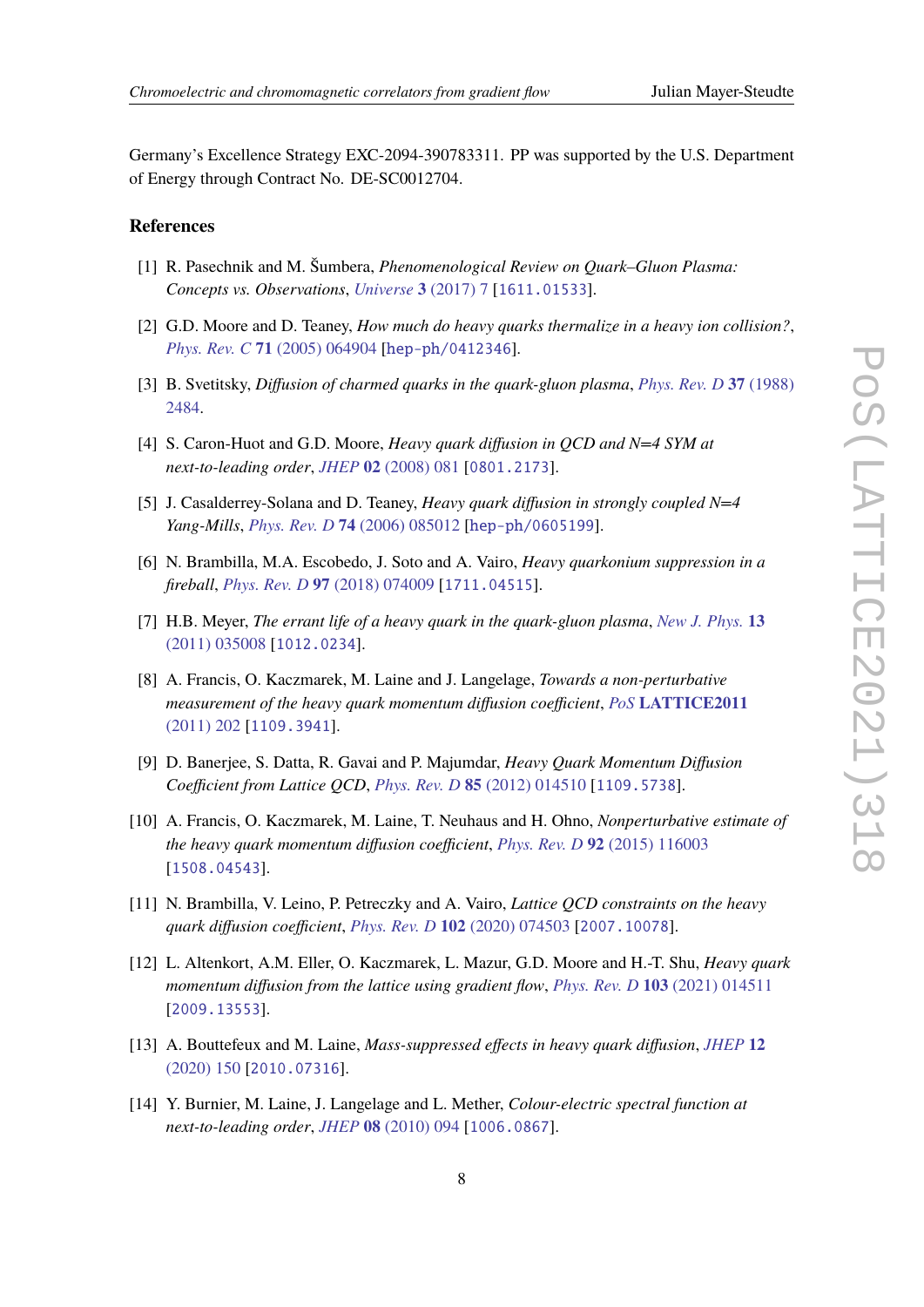Germany's Excellence Strategy EXC-2094-390783311. PP was supported by the U.S. Department of Energy through Contract No. DE-SC0012704.

## References

[1] R. Pasechnik and M. Šumbera, *Phenomenological Review on Quark–Gluon Plasma: Concepts vs. Observations*, *Universe* **3** (2017) 7 [1611.01533].

[2] G.D. Moore and D. Teaney, *How much do heavy quarks thermalize in a heavy ion collision?*, *Phys. Rev. C* **71** (2005) 064904 [hep-ph/0412346].

[3] B. Svetitsky, *Diffusion of charmed quarks in the quark-gluon plasma*, *Phys. Rev. D* **37** (1988) 2484.

[4] S. Caron-Huot and G.D. Moore, *Heavy quark diffusion in QCD and N=4 SYM at next-to-leading order*, *JHEP* **02** (2008) 081 [0801.2173].

[5] J. Casalderrey-Solana and D. Teaney, *Heavy quark diffusion in strongly coupled N=4 Yang-Mills*, *Phys. Rev. D* **74** (2006) 085012 [hep-ph/0605199].

[6] N. Brambilla, M.A. Escobedo, J. Soto and A. Vairo, *Heavy quarkonium suppression in a fireball*, *Phys. Rev. D* **97** (2018) 074009 [1711.04515].

[7] H.B. Meyer, *The errant life of a heavy quark in the quark-gluon plasma*, *New J. Phys.* **13** (2011) 035008 [1012.0234].

[8] A. Francis, O. Kaczmarek, M. Laine and J. Langelage, *Towards a non-perturbative measurement of the heavy quark momentum diffusion coefficient*, *PoS* **LATTICE2011** (2011) 202 [1109.3941].

[9] D. Banerjee, S. Datta, R. Gavai and P. Majumdar, *Heavy Quark Momentum Diffusion Coefficient from Lattice QCD*, *Phys. Rev. D* **85** (2012) 014510 [1109.5738].

[10] A. Francis, O. Kaczmarek, M. Laine, T. Neuhaus and H. Ohno, *Nonperturbative estimate of the heavy quark momentum diffusion coefficient*, *Phys. Rev. D* **92** (2015) 116003 [1508.04543].

[11] N. Brambilla, V. Leino, P. Petreczky and A. Vairo, *Lattice QCD constraints on the heavy quark diffusion coefficient*, *Phys. Rev. D* **102** (2020) 074503 [2007.10078].

[12] L. Altenkort, A.M. Eller, O. Kaczmarek, L. Mazur, G.D. Moore and H.-T. Shu, *Heavy quark momentum diffusion from the lattice using gradient flow*, *Phys. Rev. D* **103** (2021) 014511 [2009.13553].

[13] A. Bouttefeux and M. Laine, *Mass-suppressed effects in heavy quark diffusion*, *JHEP* **12** (2020) 150 [2010.07316].

[14] Y. Burnier, M. Laine, J. Langelage and L. Mether, *Colour-electric spectral function at next-to-leading order*, *JHEP* **08** (2010) 094 [1006.0867].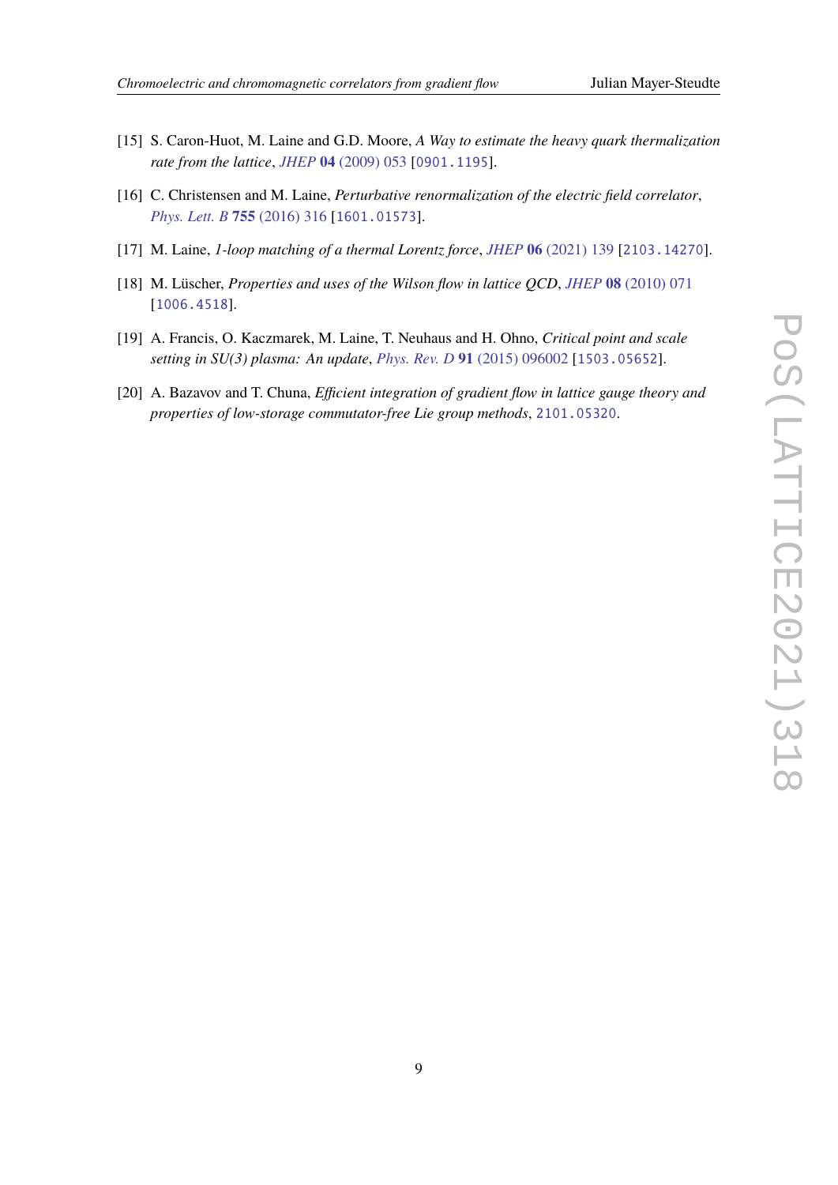[15] S. Caron-Huot, M. Laine and G.D. Moore, *A Way to estimate the heavy quark thermalization rate from the lattice*, *JHEP* **04** (2009) 053 [0901.1195].

[16] C. Christensen and M. Laine, *Perturbative renormalization of the electric field correlator*, *Phys. Lett. B* **755** (2016) 316 [1601.01573].

[17] M. Laine, *1-loop matching of a thermal Lorentz force*, *JHEP* **06** (2021) 139 [2103.14270].

[18] M. Lüscher, *Properties and uses of the Wilson flow in lattice QCD*, *JHEP* **08** (2010) 071 [1006.4518].

[19] A. Francis, O. Kaczmarek, M. Laine, T. Neuhaus and H. Ohno, *Critical point and scale setting in SU(3) plasma: An update*, *Phys. Rev. D* **91** (2015) 096002 [1503.05652].

[20] A. Bazavov and T. Chuna, *Efficient integration of gradient flow in lattice gauge theory and properties of low-storage commutator-free Lie group methods*, 2101.05320.